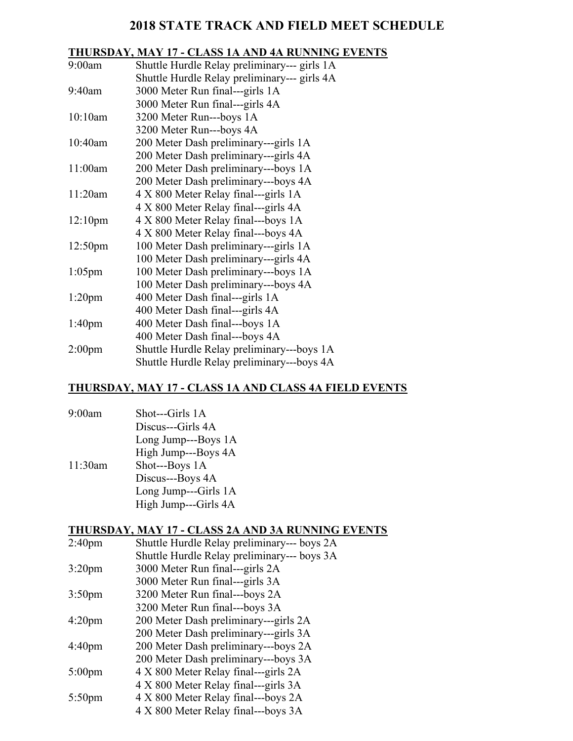# 2018 STATE TRACK AND FIELD MEET SCHEDULE

## THURSDAY, MAY 17 - CLASS 1A AND 4A RUNNING EVENTS

| | |
|---|---|
| 9:00am | Shuttle Hurdle Relay preliminary--- girls 1A |
| | Shuttle Hurdle Relay preliminary--- girls 4A |
| 9:40am | 3000 Meter Run final---girls 1A |
| | 3000 Meter Run final---girls 4A |
| 10:10am | 3200 Meter Run---boys 1A |
| | 3200 Meter Run---boys 4A |
| 10:40am | 200 Meter Dash preliminary---girls 1A |
| | 200 Meter Dash preliminary---girls 4A |
| 11:00am | 200 Meter Dash preliminary---boys 1A |
| | 200 Meter Dash preliminary---boys 4A |
| 11:20am | 4 X 800 Meter Relay final---girls 1A |
| | 4 X 800 Meter Relay final---girls 4A |
| 12:10pm | 4 X 800 Meter Relay final---boys 1A |
| | 4 X 800 Meter Relay final---boys 4A |
| 12:50pm | 100 Meter Dash preliminary---girls 1A |
| | 100 Meter Dash preliminary---girls 4A |
| 1:05pm | 100 Meter Dash preliminary---boys 1A |
| | 100 Meter Dash preliminary---boys 4A |
| 1:20pm | 400 Meter Dash final---girls 1A |
| | 400 Meter Dash final---girls 4A |
| 1:40pm | 400 Meter Dash final---boys 1A |
| | 400 Meter Dash final---boys 4A |
| 2:00pm | Shuttle Hurdle Relay preliminary---boys 1A |
| | Shuttle Hurdle Relay preliminary---boys 4A |

## THURSDAY, MAY 17 - CLASS 1A AND CLASS 4A FIELD EVENTS

| | |
|---|---|
| 9:00am | Shot---Girls 1A |
| | Discus---Girls 4A |
| | Long Jump---Boys 1A |
| | High Jump---Boys 4A |
| 11:30am | Shot---Boys 1A |
| | Discus---Boys 4A |
| | Long Jump---Girls 1A |
| | High Jump---Girls 4A |

## THURSDAY, MAY 17 - CLASS 2A AND 3A RUNNING EVENTS

| | |
|---|---|
| 2:40pm | Shuttle Hurdle Relay preliminary--- boys 2A |
| | Shuttle Hurdle Relay preliminary--- boys 3A |
| 3:20pm | 3000 Meter Run final---girls 2A |
| | 3000 Meter Run final---girls 3A |
| 3:50pm | 3200 Meter Run final---boys 2A |
| | 3200 Meter Run final---boys 3A |
| 4:20pm | 200 Meter Dash preliminary---girls 2A |
| | 200 Meter Dash preliminary---girls 3A |
| 4:40pm | 200 Meter Dash preliminary---boys 2A |
| | 200 Meter Dash preliminary---boys 3A |
| 5:00pm | 4 X 800 Meter Relay final---girls 2A |
| | 4 X 800 Meter Relay final---girls 3A |
| 5:50pm | 4 X 800 Meter Relay final---boys 2A |
| | 4 X 800 Meter Relay final---boys 3A |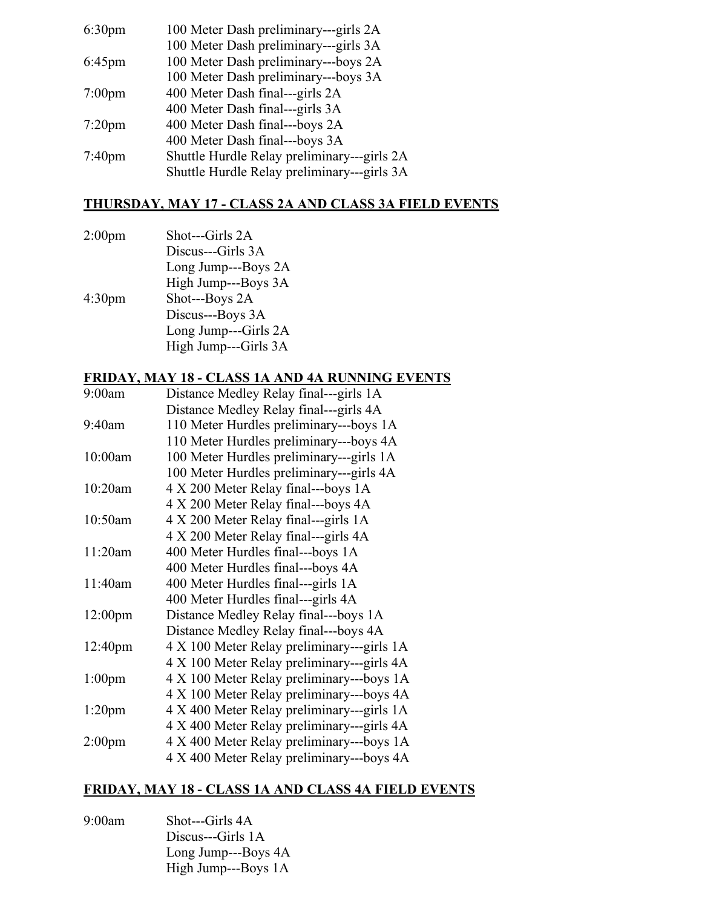| | |
|---|---|
| 6:30pm | 100 Meter Dash preliminary---girls 2A |
| | 100 Meter Dash preliminary---girls 3A |
| 6:45pm | 100 Meter Dash preliminary---boys 2A |
| | 100 Meter Dash preliminary---boys 3A |
| 7:00pm | 400 Meter Dash final---girls 2A |
| | 400 Meter Dash final---girls 3A |
| 7:20pm | 400 Meter Dash final---boys 2A |
| | 400 Meter Dash final---boys 3A |
| 7:40pm | Shuttle Hurdle Relay preliminary---girls 2A |
| | Shuttle Hurdle Relay preliminary---girls 3A |

## THURSDAY, MAY 17 - CLASS 2A AND CLASS 3A FIELD EVENTS

| | |
|---|---|
| 2:00pm | Shot---Girls 2A |
| | Discus---Girls 3A |
| | Long Jump---Boys 2A |
| | High Jump---Boys 3A |
| 4:30pm | Shot---Boys 2A |
| | Discus---Boys 3A |
| | Long Jump---Girls 2A |
| | High Jump---Girls 3A |

## FRIDAY, MAY 18 - CLASS 1A AND 4A RUNNING EVENTS

| | |
|---|---|
| 9:00am | Distance Medley Relay final---girls 1A |
| | Distance Medley Relay final---girls 4A |
| 9:40am | 110 Meter Hurdles preliminary---boys 1A |
| | 110 Meter Hurdles preliminary---boys 4A |
| 10:00am | 100 Meter Hurdles preliminary---girls 1A |
| | 100 Meter Hurdles preliminary---girls 4A |
| 10:20am | 4 X 200 Meter Relay final---boys 1A |
| | 4 X 200 Meter Relay final---boys 4A |
| 10:50am | 4 X 200 Meter Relay final---girls 1A |
| | 4 X 200 Meter Relay final---girls 4A |
| 11:20am | 400 Meter Hurdles final---boys 1A |
| | 400 Meter Hurdles final---boys 4A |
| 11:40am | 400 Meter Hurdles final---girls 1A |
| | 400 Meter Hurdles final---girls 4A |
| 12:00pm | Distance Medley Relay final---boys 1A |
| | Distance Medley Relay final---boys 4A |
| 12:40pm | 4 X 100 Meter Relay preliminary---girls 1A |
| | 4 X 100 Meter Relay preliminary---girls 4A |
| 1:00pm | 4 X 100 Meter Relay preliminary---boys 1A |
| | 4 X 100 Meter Relay preliminary---boys 4A |
| 1:20pm | 4 X 400 Meter Relay preliminary---girls 1A |
| | 4 X 400 Meter Relay preliminary---girls 4A |
| 2:00pm | 4 X 400 Meter Relay preliminary---boys 1A |
| | 4 X 400 Meter Relay preliminary---boys 4A |

## FRIDAY, MAY 18 - CLASS 1A AND CLASS 4A FIELD EVENTS

| | |
|---|---|
| 9:00am | Shot---Girls 4A |
| | Discus---Girls 1A |
| | Long Jump---Boys 4A |
| | High Jump---Boys 1A |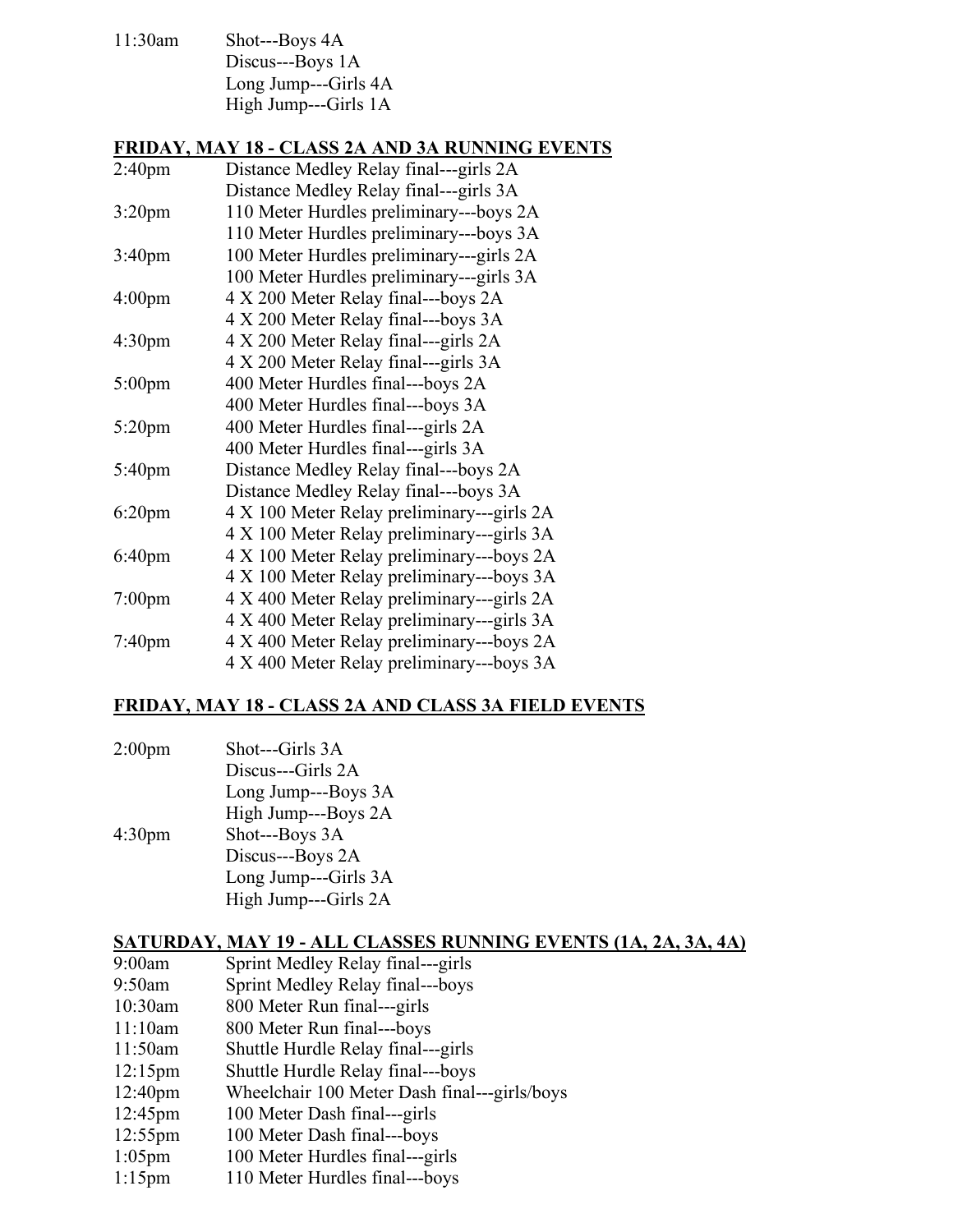| | |
|---|---|
| 11:30am | Shot---Boys 4A |
| | Discus---Boys 1A |
| | Long Jump---Girls 4A |
| | High Jump---Girls 1A |

## FRIDAY, MAY 18 - CLASS 2A AND 3A RUNNING EVENTS

| | |
|---|---|
| 2:40pm | Distance Medley Relay final---girls 2A |
| | Distance Medley Relay final---girls 3A |
| 3:20pm | 110 Meter Hurdles preliminary---boys 2A |
| | 110 Meter Hurdles preliminary---boys 3A |
| 3:40pm | 100 Meter Hurdles preliminary---girls 2A |
| | 100 Meter Hurdles preliminary---girls 3A |
| 4:00pm | 4 X 200 Meter Relay final---boys 2A |
| | 4 X 200 Meter Relay final---boys 3A |
| 4:30pm | 4 X 200 Meter Relay final---girls 2A |
| | 4 X 200 Meter Relay final---girls 3A |
| 5:00pm | 400 Meter Hurdles final---boys 2A |
| | 400 Meter Hurdles final---boys 3A |
| 5:20pm | 400 Meter Hurdles final---girls 2A |
| | 400 Meter Hurdles final---girls 3A |
| 5:40pm | Distance Medley Relay final---boys 2A |
| | Distance Medley Relay final---boys 3A |
| 6:20pm | 4 X 100 Meter Relay preliminary---girls 2A |
| | 4 X 100 Meter Relay preliminary---girls 3A |
| 6:40pm | 4 X 100 Meter Relay preliminary---boys 2A |
| | 4 X 100 Meter Relay preliminary---boys 3A |
| 7:00pm | 4 X 400 Meter Relay preliminary---girls 2A |
| | 4 X 400 Meter Relay preliminary---girls 3A |
| 7:40pm | 4 X 400 Meter Relay preliminary---boys 2A |
| | 4 X 400 Meter Relay preliminary---boys 3A |

## FRIDAY, MAY 18 - CLASS 2A AND CLASS 3A FIELD EVENTS

| | |
|---|---|
| 2:00pm | Shot---Girls 3A |
| | Discus---Girls 2A |
| | Long Jump---Boys 3A |
| | High Jump---Boys 2A |
| 4:30pm | Shot---Boys 3A |
| | Discus---Boys 2A |
| | Long Jump---Girls 3A |
| | High Jump---Girls 2A |

## SATURDAY, MAY 19 - ALL CLASSES RUNNING EVENTS (1A, 2A, 3A, 4A)

| | |
|---|---|
| 9:00am | Sprint Medley Relay final---girls |
| 9:50am | Sprint Medley Relay final---boys |
| 10:30am | 800 Meter Run final---girls |
| 11:10am | 800 Meter Run final---boys |
| 11:50am | Shuttle Hurdle Relay final---girls |
| 12:15pm | Shuttle Hurdle Relay final---boys |
| 12:40pm | Wheelchair 100 Meter Dash final---girls/boys |
| 12:45pm | 100 Meter Dash final---girls |
| 12:55pm | 100 Meter Dash final---boys |
| 1:05pm | 100 Meter Hurdles final---girls |
| 1:15pm | 110 Meter Hurdles final---boys |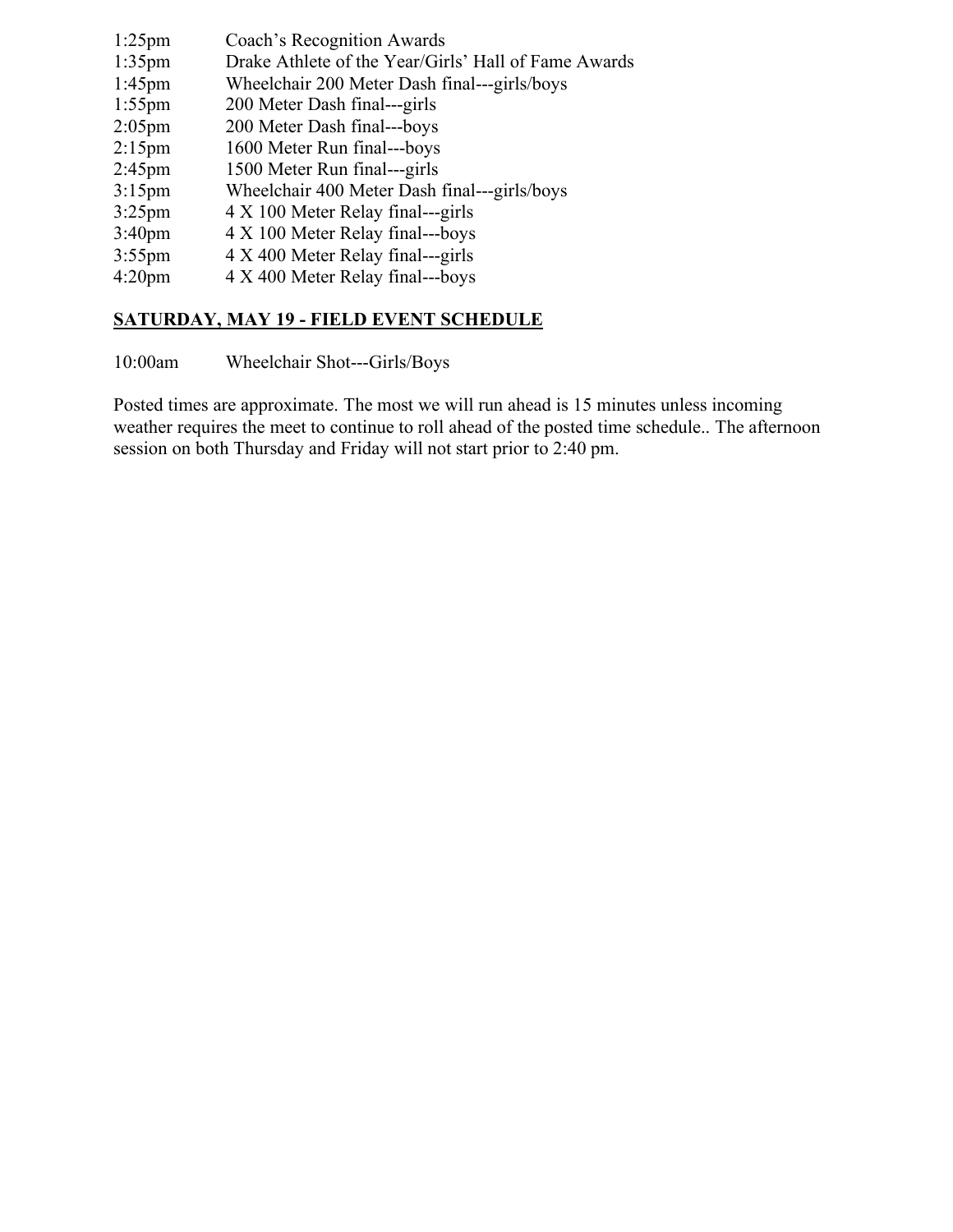| | |
|---|---|
| 1:25pm | Coach's Recognition Awards |
| 1:35pm | Drake Athlete of the Year/Girls' Hall of Fame Awards |
| 1:45pm | Wheelchair 200 Meter Dash final---girls/boys |
| 1:55pm | 200 Meter Dash final---girls |
| 2:05pm | 200 Meter Dash final---boys |
| 2:15pm | 1600 Meter Run final---boys |
| 2:45pm | 1500 Meter Run final---girls |
| 3:15pm | Wheelchair 400 Meter Dash final---girls/boys |
| 3:25pm | 4 X 100 Meter Relay final---girls |
| 3:40pm | 4 X 100 Meter Relay final---boys |
| 3:55pm | 4 X 400 Meter Relay final---girls |
| 4:20pm | 4 X 400 Meter Relay final---boys |

## **SATURDAY, MAY 19 - FIELD EVENT SCHEDULE**

| | |
|---|---|
| 10:00am | Wheelchair Shot---Girls/Boys |

Posted times are approximate. The most we will run ahead is 15 minutes unless incoming weather requires the meet to continue to roll ahead of the posted time schedule.. The afternoon session on both Thursday and Friday will not start prior to 2:40 pm.